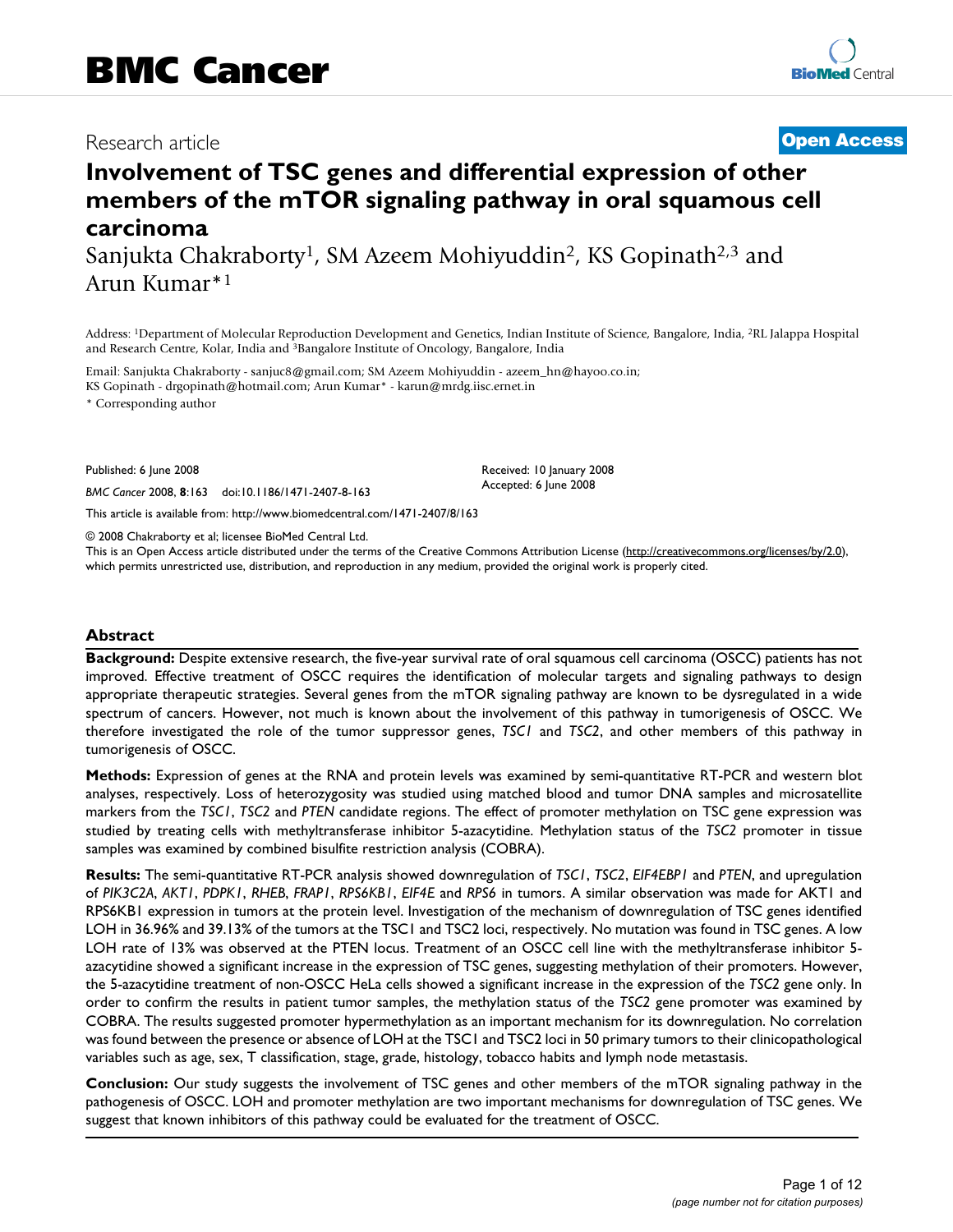BMC Cancer

Research article

**Open Access**

# Involvement of TSC genes and differential expression of other members of the mTOR signaling pathway in oral squamous cell carcinoma

Sanjukta Chakraborty[1], SM Azeem Mohiyuddin[2], KS Gopinath[2,3] and Arun Kumar*[1]

Address: [1]Department of Molecular Reproduction Development and Genetics, Indian Institute of Science, Bangalore, India, [2]RL Jalappa Hospital and Research Centre, Kolar, India and [3]Bangalore Institute of Oncology, Bangalore, India

Email: Sanjukta Chakraborty - sanjuc8@gmail.com; SM Azeem Mohiyuddin - azeem_hn@hayoo.co.in; KS Gopinath - drgopinath@hotmail.com; Arun Kumar* - karun@mrdg.iisc.ernet.in

* Corresponding author

Published: 6 June 2008

*BMC Cancer* 2008, **8**:163 doi:10.1186/1471-2407-8-163

Received: 10 January 2008
Accepted: 6 June 2008

This article is available from: http://www.biomedcentral.com/1471-2407/8/163

© 2008 Chakraborty et al; licensee BioMed Central Ltd.
This is an Open Access article distributed under the terms of the Creative Commons Attribution License (http://creativecommons.org/licenses/by/2.0), which permits unrestricted use, distribution, and reproduction in any medium, provided the original work is properly cited.

## Abstract

**Background:** Despite extensive research, the five-year survival rate of oral squamous cell carcinoma (OSCC) patients has not improved. Effective treatment of OSCC requires the identification of molecular targets and signaling pathways to design appropriate therapeutic strategies. Several genes from the mTOR signaling pathway are known to be dysregulated in a wide spectrum of cancers. However, not much is known about the involvement of this pathway in tumorigenesis of OSCC. We therefore investigated the role of the tumor suppressor genes, *TSC1* and *TSC2*, and other members of this pathway in tumorigenesis of OSCC.

**Methods:** Expression of genes at the RNA and protein levels was examined by semi-quantitative RT-PCR and western blot analyses, respectively. Loss of heterozygosity was studied using matched blood and tumor DNA samples and microsatellite markers from the *TSC1*, *TSC2* and *PTEN* candidate regions. The effect of promoter methylation on TSC gene expression was studied by treating cells with methyltransferase inhibitor 5-azacytidine. Methylation status of the *TSC2* promoter in tissue samples was examined by combined bisulfite restriction analysis (COBRA).

**Results:** The semi-quantitative RT-PCR analysis showed downregulation of *TSC1*, *TSC2*, *EIF4EBP1* and *PTEN*, and upregulation of *PIK3C2A*, *AKT1*, *PDPK1*, *RHEB*, *FRAP1*, *RPS6KB1*, *EIF4E* and *RPS6* in tumors. A similar observation was made for AKT1 and RPS6KB1 expression in tumors at the protein level. Investigation of the mechanism of downregulation of TSC genes identified LOH in 36.96% and 39.13% of the tumors at the TSC1 and TSC2 loci, respectively. No mutation was found in TSC genes. A low LOH rate of 13% was observed at the PTEN locus. Treatment of an OSCC cell line with the methyltransferase inhibitor 5-azacytidine showed a significant increase in the expression of TSC genes, suggesting methylation of their promoters. However, the 5-azacytidine treatment of non-OSCC HeLa cells showed a significant increase in the expression of the *TSC2* gene only. In order to confirm the results in patient tumor samples, the methylation status of the *TSC2* gene promoter was examined by COBRA. The results suggested promoter hypermethylation as an important mechanism for its downregulation. No correlation was found between the presence or absence of LOH at the TSC1 and TSC2 loci in 50 primary tumors to their clinicopathological variables such as age, sex, T classification, stage, grade, histology, tobacco habits and lymph node metastasis.

**Conclusion:** Our study suggests the involvement of TSC genes and other members of the mTOR signaling pathway in the pathogenesis of OSCC. LOH and promoter methylation are two important mechanisms for downregulation of TSC genes. We suggest that known inhibitors of this pathway could be evaluated for the treatment of OSCC.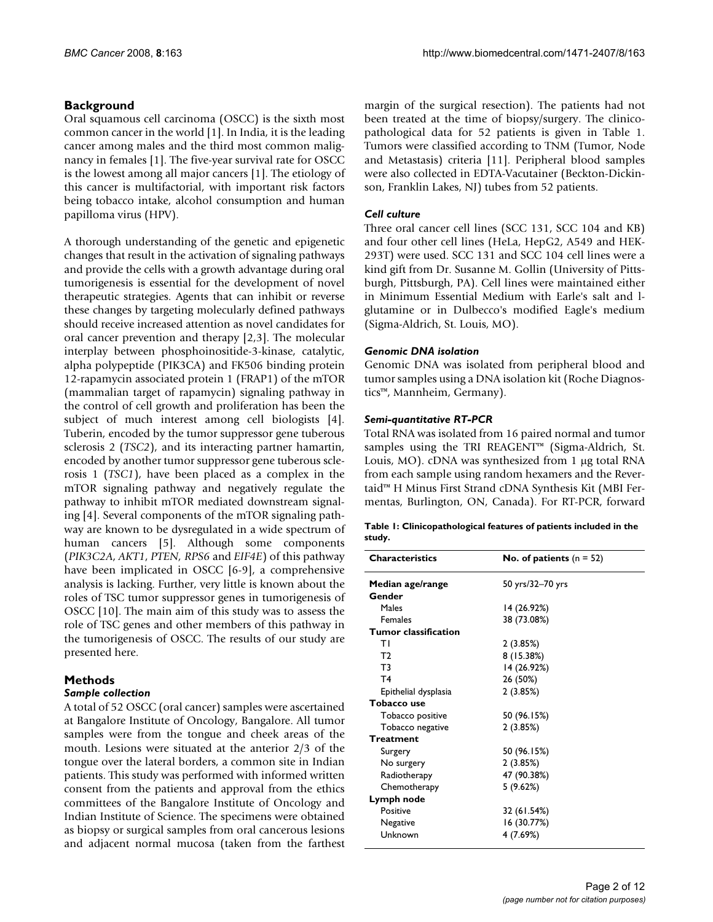## Background

Oral squamous cell carcinoma (OSCC) is the sixth most common cancer in the world [1]. In India, it is the leading cancer among males and the third most common malignancy in females [1]. The five-year survival rate for OSCC is the lowest among all major cancers [1]. The etiology of this cancer is multifactorial, with important risk factors being tobacco intake, alcohol consumption and human papilloma virus (HPV).

A thorough understanding of the genetic and epigenetic changes that result in the activation of signaling pathways and provide the cells with a growth advantage during oral tumorigenesis is essential for the development of novel therapeutic strategies. Agents that can inhibit or reverse these changes by targeting molecularly defined pathways should receive increased attention as novel candidates for oral cancer prevention and therapy [2,3]. The molecular interplay between phosphoinositide-3-kinase, catalytic, alpha polypeptide (PIK3CA) and FK506 binding protein 12-rapamycin associated protein 1 (FRAP1) of the mTOR (mammalian target of rapamycin) signaling pathway in the control of cell growth and proliferation has been the subject of much interest among cell biologists [4]. Tuberin, encoded by the tumor suppressor gene tuberous sclerosis 2 (*TSC2*), and its interacting partner hamartin, encoded by another tumor suppressor gene tuberous sclerosis 1 (*TSC1*), have been placed as a complex in the mTOR signaling pathway and negatively regulate the pathway to inhibit mTOR mediated downstream signaling [4]. Several components of the mTOR signaling pathway are known to be dysregulated in a wide spectrum of human cancers [5]. Although some components (*PIK3C2A*, *AKT1*, *PTEN*, *RPS6* and *EIF4E*) of this pathway have been implicated in OSCC [6-9], a comprehensive analysis is lacking. Further, very little is known about the roles of TSC tumor suppressor genes in tumorigenesis of OSCC [10]. The main aim of this study was to assess the role of TSC genes and other members of this pathway in the tumorigenesis of OSCC. The results of our study are presented here.

## Methods

### Sample collection

A total of 52 OSCC (oral cancer) samples were ascertained at Bangalore Institute of Oncology, Bangalore. All tumor samples were from the tongue and cheek areas of the mouth. Lesions were situated at the anterior 2/3 of the tongue over the lateral borders, a common site in Indian patients. This study was performed with informed written consent from the patients and approval from the ethics committees of the Bangalore Institute of Oncology and Indian Institute of Science. The specimens were obtained as biopsy or surgical samples from oral cancerous lesions and adjacent normal mucosa (taken from the farthest margin of the surgical resection). The patients had not been treated at the time of biopsy/surgery. The clinicopathological data for 52 patients is given in Table 1. Tumors were classified according to TNM (Tumor, Node and Metastasis) criteria [11]. Peripheral blood samples were also collected in EDTA-Vacutainer (Beckton-Dickinson, Franklin Lakes, NJ) tubes from 52 patients.

### Cell culture

Three oral cancer cell lines (SCC 131, SCC 104 and KB) and four other cell lines (HeLa, HepG2, A549 and HEK-293T) were used. SCC 131 and SCC 104 cell lines were a kind gift from Dr. Susanne M. Gollin (University of Pittsburgh, Pittsburgh, PA). Cell lines were maintained either in Minimum Essential Medium with Earle's salt and l-glutamine or in Dulbecco's modified Eagle's medium (Sigma-Aldrich, St. Louis, MO).

### Genomic DNA isolation

Genomic DNA was isolated from peripheral blood and tumor samples using a DNA isolation kit (Roche Diagnostics™, Mannheim, Germany).

### Semi-quantitative RT-PCR

Total RNA was isolated from 16 paired normal and tumor samples using the TRI REAGENT™ (Sigma-Aldrich, St. Louis, MO). cDNA was synthesized from 1 μg total RNA from each sample using random hexamers and the Revertaid™ H Minus First Strand cDNA Synthesis Kit (MBI Fermentas, Burlington, ON, Canada). For RT-PCR, forward

**Table 1: Clinicopathological features of patients included in the study.**

| Characteristics | No. of patients (n = 52) |
|---|---|
| **Median age/range** | 50 yrs/32–70 yrs |
| **Gender** | |
| Males | 14 (26.92%) |
| Females | 38 (73.08%) |
| **Tumor classification** | |
| T1 | 2 (3.85%) |
| T2 | 8 (15.38%) |
| T3 | 14 (26.92%) |
| T4 | 26 (50%) |
| Epithelial dysplasia | 2 (3.85%) |
| **Tobacco use** | |
| Tobacco positive | 50 (96.15%) |
| Tobacco negative | 2 (3.85%) |
| **Treatment** | |
| Surgery | 50 (96.15%) |
| No surgery | 2 (3.85%) |
| Radiotherapy | 47 (90.38%) |
| Chemotherapy | 5 (9.62%) |
| **Lymph node** | |
| Positive | 32 (61.54%) |
| Negative | 16 (30.77%) |
| Unknown | 4 (7.69%) |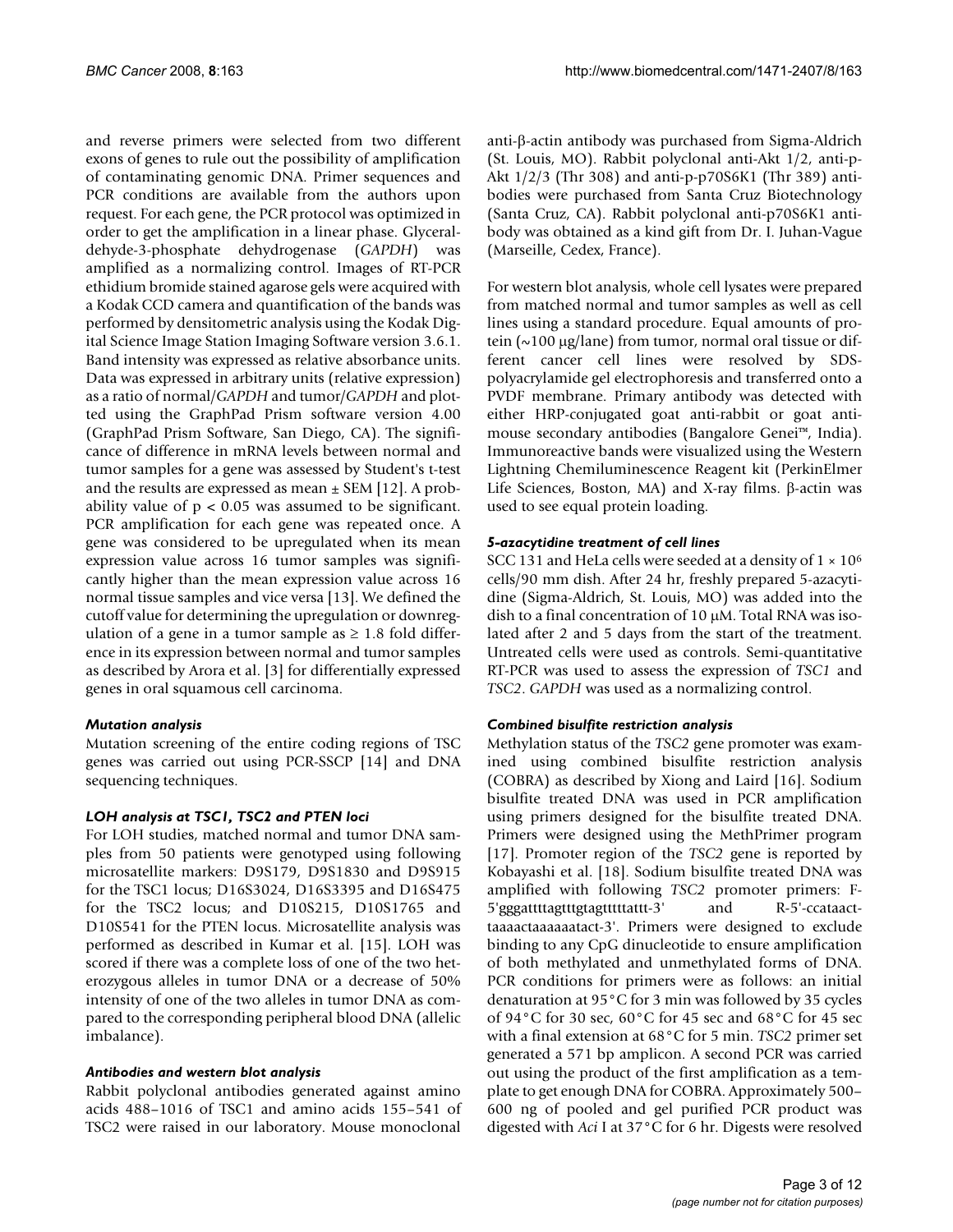and reverse primers were selected from two different exons of genes to rule out the possibility of amplification of contaminating genomic DNA. Primer sequences and PCR conditions are available from the authors upon request. For each gene, the PCR protocol was optimized in order to get the amplification in a linear phase. Glyceraldehyde-3-phosphate dehydrogenase (*GAPDH*) was amplified as a normalizing control. Images of RT-PCR ethidium bromide stained agarose gels were acquired with a Kodak CCD camera and quantification of the bands was performed by densitometric analysis using the Kodak Digital Science Image Station Imaging Software version 3.6.1. Band intensity was expressed as relative absorbance units. Data was expressed in arbitrary units (relative expression) as a ratio of normal/*GAPDH* and tumor/*GAPDH* and plotted using the GraphPad Prism software version 4.00 (GraphPad Prism Software, San Diego, CA). The significance of difference in mRNA levels between normal and tumor samples for a gene was assessed by Student's t-test and the results are expressed as mean ± SEM [12]. A probability value of $p < 0.05$ was assumed to be significant. PCR amplification for each gene was repeated once. A gene was considered to be upregulated when its mean expression value across 16 tumor samples was significantly higher than the mean expression value across 16 normal tissue samples and vice versa [13]. We defined the cutoff value for determining the upregulation or downregulation of a gene in a tumor sample as ≥ 1.8 fold difference in its expression between normal and tumor samples as described by Arora et al. [3] for differentially expressed genes in oral squamous cell carcinoma.

### *Mutation analysis*

Mutation screening of the entire coding regions of TSC genes was carried out using PCR-SSCP [14] and DNA sequencing techniques.

### *LOH analysis at TSC1, TSC2 and PTEN loci*

For LOH studies, matched normal and tumor DNA samples from 50 patients were genotyped using following microsatellite markers: D9S179, D9S1830 and D9S915 for the TSC1 locus; D16S3024, D16S3395 and D16S475 for the TSC2 locus; and D10S215, D10S1765 and D10S541 for the PTEN locus. Microsatellite analysis was performed as described in Kumar et al. [15]. LOH was scored if there was a complete loss of one of the two heterozygous alleles in tumor DNA or a decrease of 50% intensity of one of the two alleles in tumor DNA as compared to the corresponding peripheral blood DNA (allelic imbalance).

### *Antibodies and western blot analysis*

Rabbit polyclonal antibodies generated against amino acids 488–1016 of TSC1 and amino acids 155–541 of TSC2 were raised in our laboratory. Mouse monoclonal anti-β-actin antibody was purchased from Sigma-Aldrich (St. Louis, MO). Rabbit polyclonal anti-Akt 1/2, anti-p-Akt 1/2/3 (Thr 308) and anti-p-p70S6K1 (Thr 389) antibodies were purchased from Santa Cruz Biotechnology (Santa Cruz, CA). Rabbit polyclonal anti-p70S6K1 antibody was obtained as a kind gift from Dr. I. Juhan-Vague (Marseille, Cedex, France).

For western blot analysis, whole cell lysates were prepared from matched normal and tumor samples as well as cell lines using a standard procedure. Equal amounts of protein (~100 μg/lane) from tumor, normal oral tissue or different cancer cell lines were resolved by SDS-polyacrylamide gel electrophoresis and transferred onto a PVDF membrane. Primary antibody was detected with either HRP-conjugated goat anti-rabbit or goat anti-mouse secondary antibodies (Bangalore Genei™, India). Immunoreactive bands were visualized using the Western Lightning Chemiluminescence Reagent kit (PerkinElmer Life Sciences, Boston, MA) and X-ray films. β-actin was used to see equal protein loading.

### *5-azacytidine treatment of cell lines*

SCC 131 and HeLa cells were seeded at a density of $1 \times 10^6$ cells/90 mm dish. After 24 hr, freshly prepared 5-azacytidine (Sigma-Aldrich, St. Louis, MO) was added into the dish to a final concentration of 10 μM. Total RNA was isolated after 2 and 5 days from the start of the treatment. Untreated cells were used as controls. Semi-quantitative RT-PCR was used to assess the expression of *TSC1* and *TSC2*. *GAPDH* was used as a normalizing control.

### *Combined bisulfite restriction analysis*

Methylation status of the *TSC2* gene promoter was examined using combined bisulfite restriction analysis (COBRA) as described by Xiong and Laird [16]. Sodium bisulfite treated DNA was used in PCR amplification using primers designed for the bisulfite treated DNA. Primers were designed using the MethPrimer program [17]. Promoter region of the *TSC2* gene is reported by Kobayashi et al. [18]. Sodium bisulfite treated DNA was amplified with following *TSC2* promoter primers: F-5'gggattttagtttgtagtttttattt-3' and R-5'-ccataacttaaaactaaaaaatact-3'. Primers were designed to exclude binding to any CpG dinucleotide to ensure amplification of both methylated and unmethylated forms of DNA. PCR conditions for primers were as follows: an initial denaturation at 95°C for 3 min was followed by 35 cycles of 94°C for 30 sec, 60°C for 45 sec and 68°C for 45 sec with a final extension at 68°C for 5 min. *TSC2* primer set generated a 571 bp amplicon. A second PCR was carried out using the product of the first amplification as a template to get enough DNA for COBRA. Approximately 500–600 ng of pooled and gel purified PCR product was digested with *Aci* I at 37°C for 6 hr. Digests were resolved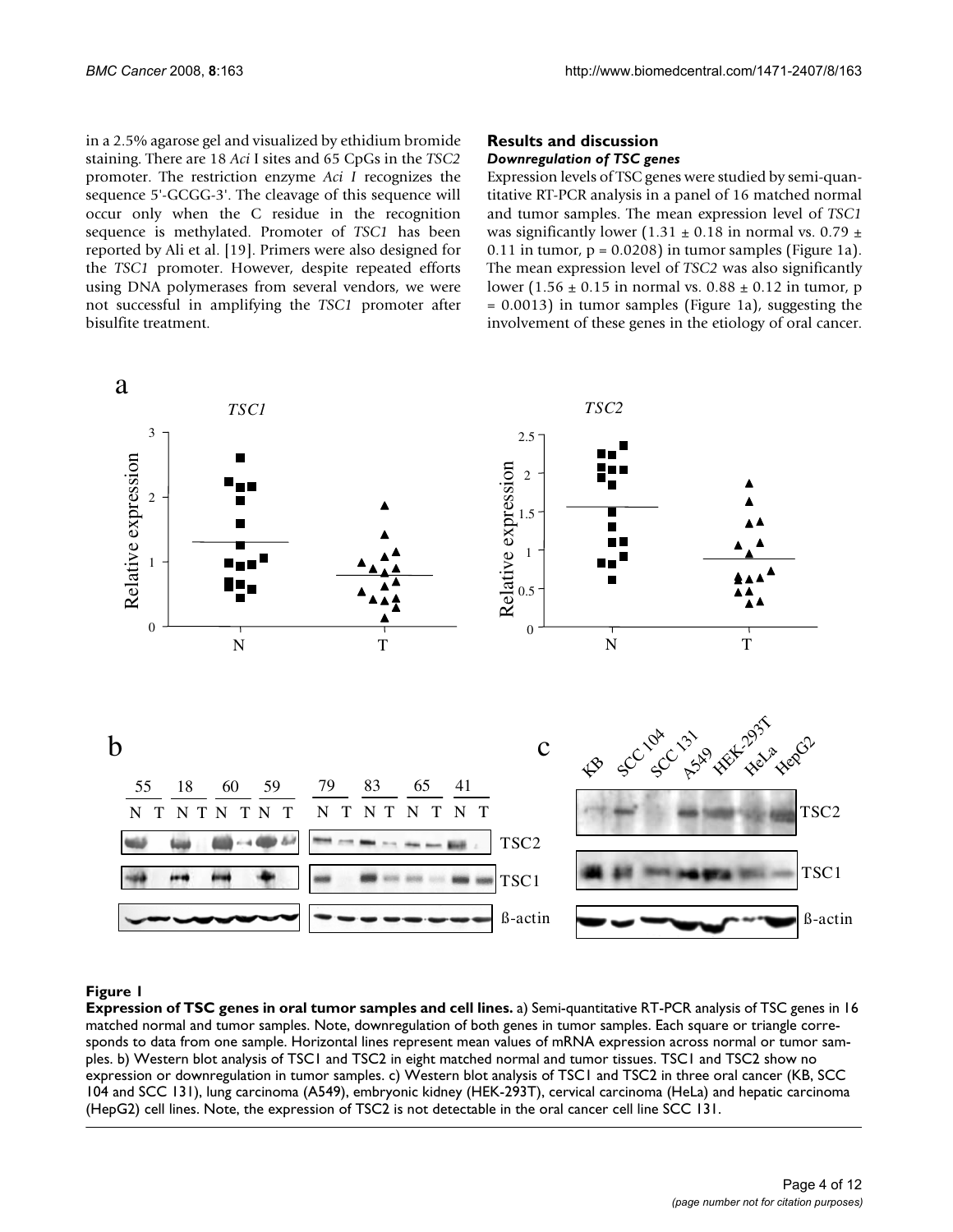in a 2.5% agarose gel and visualized by ethidium bromide staining. There are 18 *Aci* I sites and 65 CpGs in the *TSC2* promoter. The restriction enzyme *Aci I* recognizes the sequence 5'-GCGG-3'. The cleavage of this sequence will occur only when the C residue in the recognition sequence is methylated. Promoter of *TSC1* has been reported by Ali et al. [19]. Primers were also designed for the *TSC1* promoter. However, despite repeated efforts using DNA polymerases from several vendors, we were not successful in amplifying the *TSC1* promoter after bisulfite treatment.

## Results and discussion

### *Downregulation of TSC genes*

Expression levels of TSC genes were studied by semi-quantitative RT-PCR analysis in a panel of 16 matched normal and tumor samples. The mean expression level of *TSC1* was significantly lower ($1.31 \pm 0.18$ in normal vs. $0.79 \pm 0.11$ in tumor, $p = 0.0208$) in tumor samples (Figure 1a). The mean expression level of *TSC2* was also significantly lower ($1.56 \pm 0.15$ in normal vs. $0.88 \pm 0.12$ in tumor, $p = 0.0013$) in tumor samples (Figure 1a), suggesting the involvement of these genes in the etiology of oral cancer.

**Figure 1**

**Expression of TSC genes in oral tumor samples and cell lines.** a) Semi-quantitative RT-PCR analysis of TSC genes in 16 matched normal and tumor samples. Note, downregulation of both genes in tumor samples. Each square or triangle corresponds to data from one sample. Horizontal lines represent mean values of mRNA expression across normal or tumor samples. b) Western blot analysis of TSC1 and TSC2 in eight matched normal and tumor tissues. TSC1 and TSC2 show no expression or downregulation in tumor samples. c) Western blot analysis of TSC1 and TSC2 in three oral cancer (KB, SCC 104 and SCC 131), lung carcinoma (A549), embryonic kidney (HEK-293T), cervical carcinoma (HeLa) and hepatic carcinoma (HepG2) cell lines. Note, the expression of TSC2 is not detectable in the oral cancer cell line SCC 131.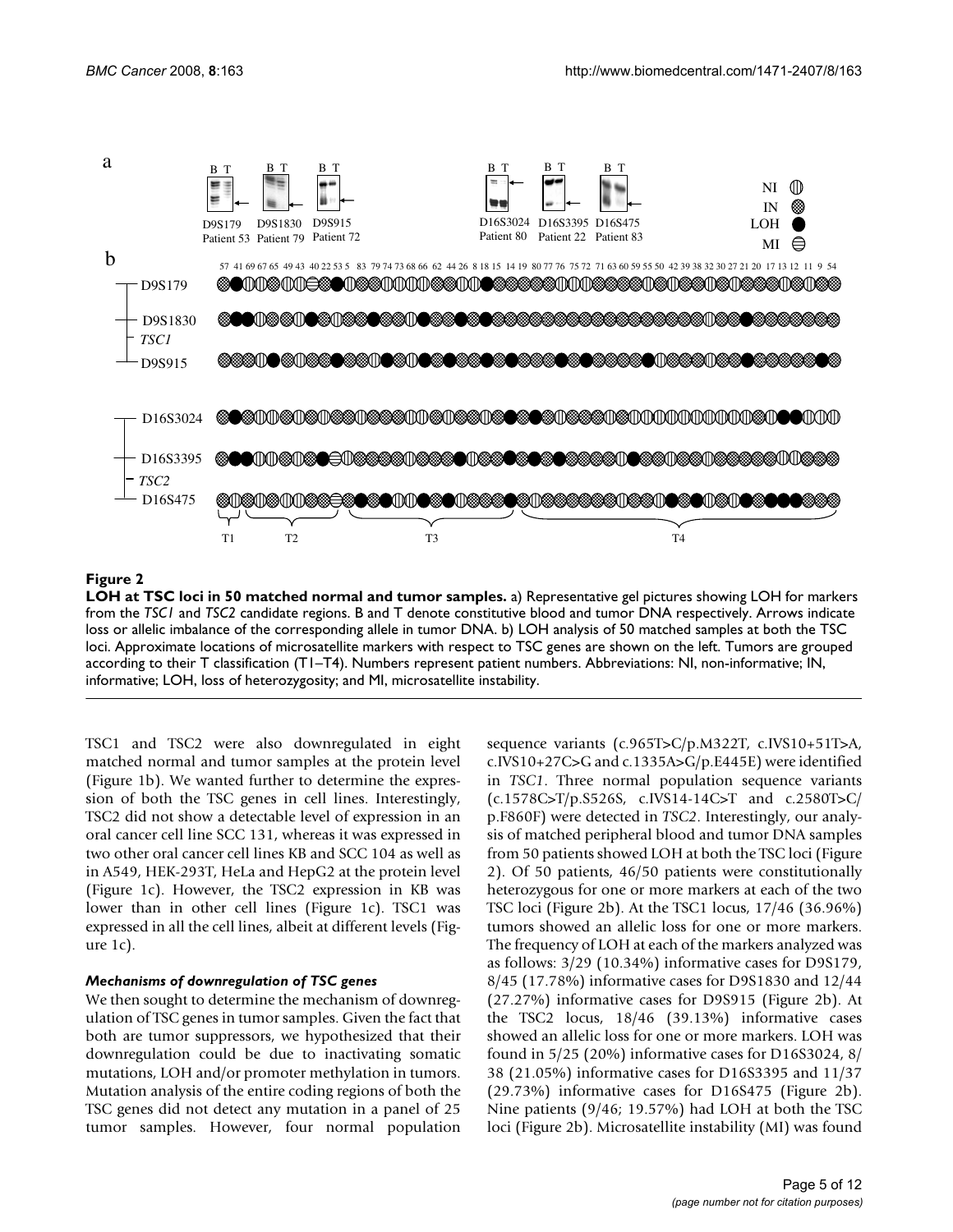**Figure 2**

**LOH at TSC loci in 50 matched normal and tumor samples.** a) Representative gel pictures showing LOH for markers from the *TSC1* and *TSC2* candidate regions. B and T denote constitutive blood and tumor DNA respectively. Arrows indicate loss or allelic imbalance of the corresponding allele in tumor DNA. b) LOH analysis of 50 matched samples at both the TSC loci. Approximate locations of microsatellite markers with respect to TSC genes are shown on the left. Tumors are grouped according to their T classification (T1–T4). Numbers represent patient numbers. Abbreviations: NI, non-informative; IN, informative; LOH, loss of heterozygosity; and MI, microsatellite instability.

TSC1 and TSC2 were also downregulated in eight matched normal and tumor samples at the protein level (Figure 1b). We wanted further to determine the expression of both the TSC genes in cell lines. Interestingly, TSC2 did not show a detectable level of expression in an oral cancer cell line SCC 131, whereas it was expressed in two other oral cancer cell lines KB and SCC 104 as well as in A549, HEK-293T, HeLa and HepG2 at the protein level (Figure 1c). However, the TSC2 expression in KB was lower than in other cell lines (Figure 1c). TSC1 was expressed in all the cell lines, albeit at different levels (Figure 1c).

### *Mechanisms of downregulation of TSC genes*

We then sought to determine the mechanism of downregulation of TSC genes in tumor samples. Given the fact that both are tumor suppressors, we hypothesized that their downregulation could be due to inactivating somatic mutations, LOH and/or promoter methylation in tumors. Mutation analysis of the entire coding regions of both the TSC genes did not detect any mutation in a panel of 25 tumor samples. However, four normal population sequence variants (c.965T>C/p.M322T, c.IVS10+51T>A, c.IVS10+27C>G and c.1335A>G/p.E445E) were identified in *TSC1*. Three normal population sequence variants (c.1578C>T/p.S526S, c.IVS14-14C>T and c.2580T>C/p.F860F) were detected in *TSC2*. Interestingly, our analysis of matched peripheral blood and tumor DNA samples from 50 patients showed LOH at both the TSC loci (Figure 2). Of 50 patients, 46/50 patients were constitutionally heterozygous for one or more markers at each of the two TSC loci (Figure 2b). At the TSC1 locus, 17/46 (36.96%) tumors showed an allelic loss for one or more markers. The frequency of LOH at each of the markers analyzed was as follows: 3/29 (10.34%) informative cases for D9S179, 8/45 (17.78%) informative cases for D9S1830 and 12/44 (27.27%) informative cases for D9S915 (Figure 2b). At the TSC2 locus, 18/46 (39.13%) informative cases showed an allelic loss for one or more markers. LOH was found in 5/25 (20%) informative cases for D16S3024, 8/38 (21.05%) informative cases for D16S3395 and 11/37 (29.73%) informative cases for D16S475 (Figure 2b). Nine patients (9/46; 19.57%) had LOH at both the TSC loci (Figure 2b). Microsatellite instability (MI) was found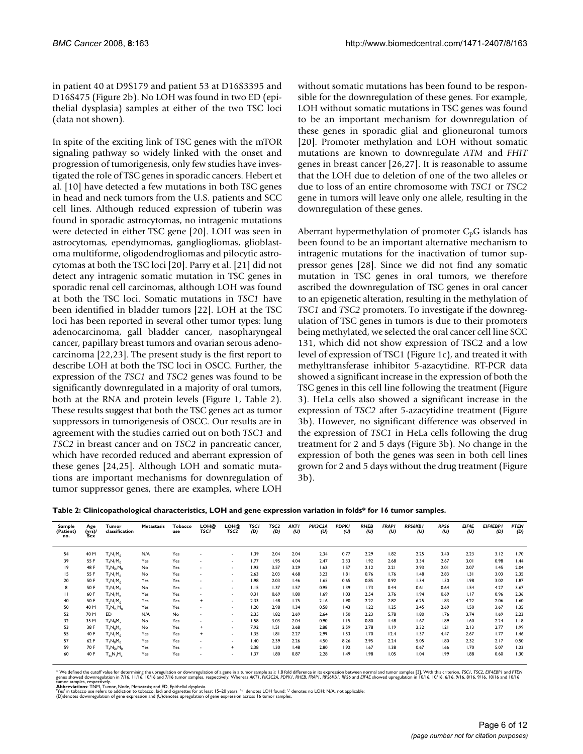in patient 40 at D9S179 and patient 53 at D16S3395 and D16S475 (Figure 2b). No LOH was found in two ED (epithelial dysplasia) samples at either of the two TSC loci (data not shown).

In spite of the exciting link of TSC genes with the mTOR signaling pathway so widely linked with the onset and progression of tumorigenesis, only few studies have investigated the role of TSC genes in sporadic cancers. Hebert et al. [10] have detected a few mutations in both TSC genes in head and neck tumors from the U.S. patients and SCC cell lines. Although reduced expression of tuberin was found in sporadic astrocytomas, no intragenic mutations were detected in either TSC gene [20]. LOH was seen in astrocytomas, ependymomas, gangliogliomas, glioblastoma multiforme, oligodendrogliomas and pilocytic astrocytomas at both the TSC loci [20]. Parry et al. [21] did not detect any intragenic somatic mutation in TSC genes in sporadic renal cell carcinomas, although LOH was found at both the TSC loci. Somatic mutations in *TSC1* have been identified in bladder tumors [22]. LOH at the TSC loci has been reported in several other tumor types: lung adenocarcinoma, gall bladder cancer, nasopharyngeal cancer, papillary breast tumors and ovarian serous adenocarcinoma [22,23]. The present study is the first report to describe LOH at both the TSC loci in OSCC. Further, the expression of the *TSC1* and *TSC2* genes was found to be significantly downregulated in a majority of oral tumors, both at the RNA and protein levels (Figure 1, Table 2). These results suggest that both the TSC genes act as tumor suppressors in tumorigenesis of OSCC. Our results are in agreement with the studies carried out on both *TSC1* and *TSC2* in breast cancer and on *TSC2* in pancreatic cancer, which have recorded reduced and aberrant expression of these genes [24,25]. Although LOH and somatic mutations are important mechanisms for downregulation of tumor suppressor genes, there are examples, where LOH without somatic mutations has been found to be responsible for the downregulation of these genes. For example, LOH without somatic mutations in TSC genes was found to be an important mechanism for downregulation of these genes in sporadic glial and glioneuronal tumors [20]. Promoter methylation and LOH without somatic mutations are known to downregulate *ATM* and *FHIT* genes in breast cancer [26,27]. It is reasonable to assume that the LOH due to deletion of one of the two alleles or due to loss of an entire chromosome with *TSC1* or *TSC2* gene in tumors will leave only one allele, resulting in the downregulation of these genes.

Aberrant hypermethylation of promoter $C_pG$ islands has been found to be an important alternative mechanism to intragenic mutations for the inactivation of tumor suppressor genes [28]. Since we did not find any somatic mutation in TSC genes in oral tumors, we therefore ascribed the downregulation of TSC genes in oral cancer to an epigenetic alteration, resulting in the methylation of *TSC1* and *TSC2* promoters. To investigate if the downregulation of TSC genes in tumors is due to their promoters being methylated, we selected the oral cancer cell line SCC 131, which did not show expression of TSC2 and a low level of expression of TSC1 (Figure 1c), and treated it with methyltransferase inhibitor 5-azacytidine. RT-PCR data showed a significant increase in the expression of both the TSC genes in this cell line following the treatment (Figure 3). HeLa cells also showed a significant increase in the expression of *TSC2* after 5-azacytidine treatment (Figure 3b). However, no significant difference was observed in the expression of *TSC1* in HeLa cells following the drug treatment for 2 and 5 days (Figure 3b). No change in the expression of both the genes was seen in both cell lines grown for 2 and 5 days without the drug treatment (Figure 3b).

**Table 2: Clinicopathological characteristics, LOH and gene expression variation in folds* for 16 tumor samples.**

| Sample (Patient) no. | Age (yrs)/Sex | Tumor classification | Metastasis | Tobacco use | LOH@ *TSC1* | LOH@ *TSC2* | *TSC1* (D) | *TSC2* (D) | *AKT1* (U) | *PIK3C2A* (U) | *PDPK1* (U) | *RHEB* (U) | *FRAP1* (U) | *RPS6KB1* (U) | *RPS6* (U) | *EIF4E* (U) | *EIF4EBP1* (D) | *PTEN* (D) |
|---|---|---|---|---|---|---|---|---|---|---|---|---|---|---|---|---|---|---|
| 54 | 40 M | $T_4N_1M_0$ | N/A | Yes | - | - | 1.39 | 2.04 | 2.04 | 2.34 | 0.77 | 2.29 | 1.82 | 2.25 | 3.40 | 2.23 | 3.12 | 1.70 |
| 39 | 55 F | $T_4N_1M_0$ | Yes | Yes | - | - | 1.77 | 1.95 | 4.04 | 2.47 | 2.33 | 1.92 | 2.68 | 3.34 | 2.67 | 3.01 | 0.98 | 1.44 |
| 19 | 48 F | $T_4N_{2b}M_0$ | No | Yes | - | - | 1.93 | 3.57 | 3.29 | 1.63 | 1.57 | 2.12 | 2.21 | 2.93 | 2.01 | 2.07 | 1.45 | 2.04 |
| 15 | 55 F | $T_3N_1M_0$ | No | Yes | - | - | 2.63 | 2.03 | 4.68 | 3.23 | 1.81 | 0.76 | 1.76 | 1.48 | 2.83 | 1.31 | 3.03 | 2.35 |
| 20 | 50 F | $T_4N_1M_0$ | Yes | Yes | - | - | 1.98 | 2.03 | 1.46 | 1.65 | 0.65 | 0.85 | 0.92 | 1.34 | 1.50 | 1.98 | 3.02 | 1.87 |
| 8 | 50 F | $T_3N_1M_0$ | No | Yes | - | - | 1.15 | 1.37 | 1.57 | 0.95 | 1.39 | 1.73 | 0.44 | 0.61 | 0.64 | 1.54 | 4.27 | 3.67 |
| 11 | 60 F | $T_4N_1M_x$ | Yes | Yes | - | - | 0.31 | 0.69 | 1.80 | 1.69 | 1.03 | 2.54 | 3.76 | 1.94 | 0.69 | 1.17 | 0.96 | 2.36 |
| 40 | 50 F | $T_2N_1M_0$ | Yes | Yes | + | - | 2.33 | 1.48 | 1.75 | 2.16 | 1.90 | 2.22 | 2.82 | 6.25 | 1.83 | 4.22 | 2.06 | 1.60 |
| 50 | 40 M | $T_4N_{2b}M_0$ | Yes | Yes | - | - | 1.20 | 2.98 | 1.34 | 0.58 | 1.43 | 1.22 | 1.25 | 2.45 | 2.69 | 1.50 | 3.67 | 1.35 |
| 52 | 70 M | ED | N/A | No | - | - | 2.35 | 1.82 | 2.69 | 2.64 | 1.50 | 2.23 | 5.78 | 1.80 | 1.76 | 3.74 | 1.69 | 2.23 |
| 32 | 35 M | $T_4N_0M_x$ | No | Yes | - | - | 1.58 | 3.03 | 2.04 | 0.90 | 1.15 | 0.80 | 1.48 | 1.67 | 1.89 | 1.60 | 2.24 | 1.18 |
| 53 | 38 F | $T_2N_0M_0$ | No | Yes | + | - | 7.92 | 1.51 | 3.68 | 2.88 | 2.59 | 2.78 | 1.19 | 2.32 | 1.21 | 2.13 | 2.77 | 1.99 |
| 55 | 40 F | $T_4N_1M_0$ | Yes | Yes | + | - | 1.35 | 1.81 | 2.27 | 2.99 | 1.53 | 1.70 | 12.4 | 1.37 | 4.47 | 2.67 | 1.77 | 1.46 |
| 57 | 62 F | $T_1N_0M_0$ | Yes | Yes | - | - | 1.40 | 2.39 | 2.26 | 4.50 | 8.26 | 2.95 | 2.24 | 5.05 | 1.80 | 2.32 | 2.17 | 0.50 |
| 59 | 70 F | $T_4N_{2b}M_0$ | Yes | Yes | - | + | 2.38 | 1.30 | 1.48 | 2.80 | 1.92 | 1.67 | 1.38 | 0.67 | 1.66 | 1.70 | 5.07 | 1.23 |
| 60 | 40 F | $T_{4a}N_1M_x$ | Yes | Yes | - | - | 1.37 | 1.80 | 0.87 | 2.28 | 1.49 | 1.98 | 1.05 | 1.04 | 1.99 | 1.88 | 0.60 | 1.30 |

* We defined the cutoff value for determining the upregulation or downregulation of a gene in a tumor sample as ≥ 1.8 fold difference in its expression between normal and tumor samples [3]. With this criterion, *TSC1*, *TSC2*, *EIF4EBP1* and *PTEN* genes showed downregulation in 7/16, 11/16, 10/16 and 7/16 tumor samples, respectively. Whereas *AKT1*, *PIK3C2A*, *PDPK1*, *RHEB*, *FRAP1*, *RPS6KB1*, *RPS6* and *EIF4E* showed upregulation in 10/16, 10/16, 6/16, 9/16, 8/16, 9/16, 10/16 and 10/16 tumor samples, respectively.
**Abbreviations**: TNM, Tumor, Node, Metastasis; and ED, Epithelial dysplasia.
'Yes' in tobacco use refers to addiction to tobacco, bidi and cigarettes for at least 15–20 years. '+' denotes LOH found; '-' denotes no LOH; N/A, not applicable;
(D)denotes downregulation of gene expression and (U)denotes upregulation of gene expression across 16 tumor samples.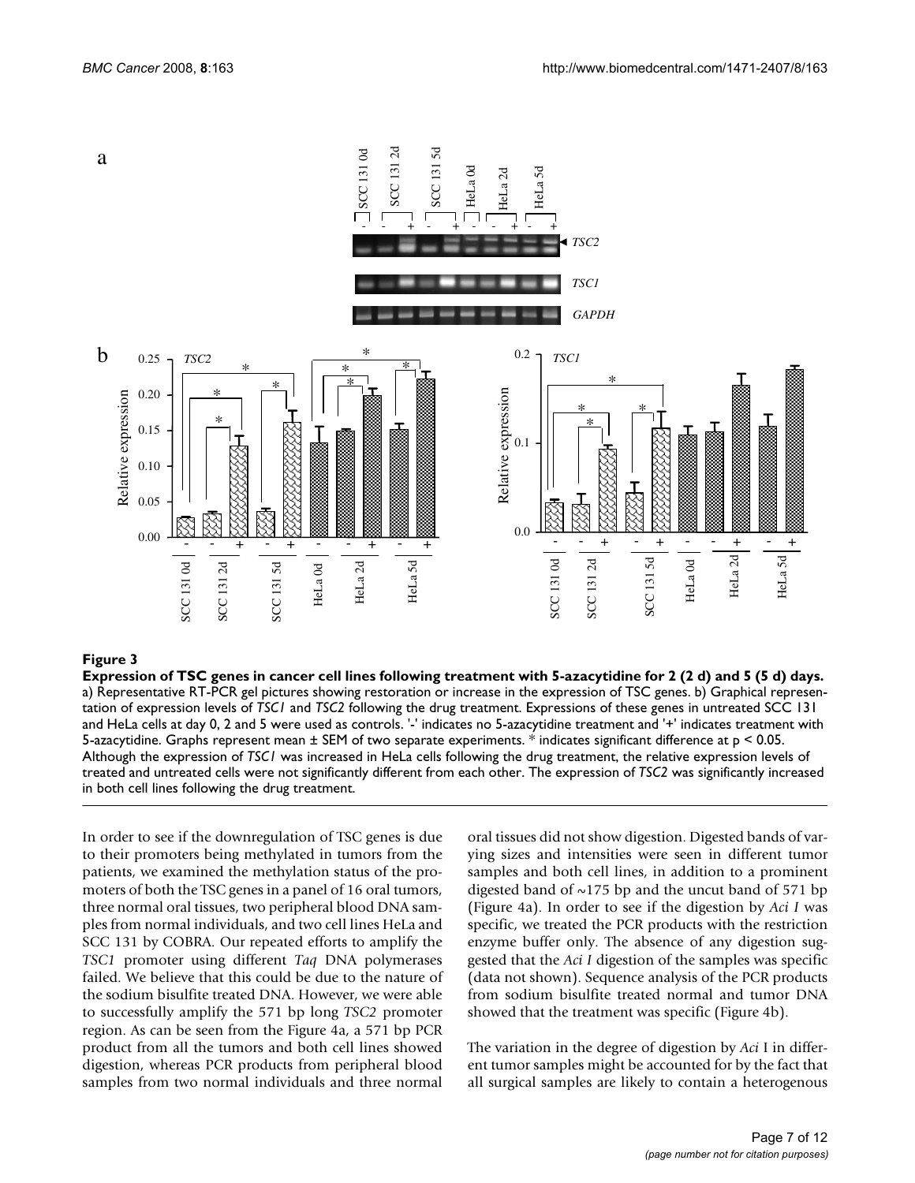**Figure 3**

**Expression of TSC genes in cancer cell lines following treatment with 5-azacytidine for 2 (2 d) and 5 (5 d) days.** a) Representative RT-PCR gel pictures showing restoration or increase in the expression of TSC genes. b) Graphical representation of expression levels of *TSC1* and *TSC2* following the drug treatment. Expressions of these genes in untreated SCC 131 and HeLa cells at day 0, 2 and 5 were used as controls. '-' indicates no 5-azacytidine treatment and '+' indicates treatment with 5-azacytidine. Graphs represent mean ± SEM of two separate experiments. * indicates significant difference at $p < 0.05$. Although the expression of *TSC1* was increased in HeLa cells following the drug treatment, the relative expression levels of treated and untreated cells were not significantly different from each other. The expression of *TSC2* was significantly increased in both cell lines following the drug treatment.

In order to see if the downregulation of TSC genes is due to their promoters being methylated in tumors from the patients, we examined the methylation status of the promoters of both the TSC genes in a panel of 16 oral tumors, three normal oral tissues, two peripheral blood DNA samples from normal individuals, and two cell lines HeLa and SCC 131 by COBRA. Our repeated efforts to amplify the *TSC1* promoter using different *Taq* DNA polymerases failed. We believe that this could be due to the nature of the sodium bisulfite treated DNA. However, we were able to successfully amplify the 571 bp long *TSC2* promoter region. As can be seen from the Figure 4a, a 571 bp PCR product from all the tumors and both cell lines showed digestion, whereas PCR products from peripheral blood samples from two normal individuals and three normal oral tissues did not show digestion. Digested bands of varying sizes and intensities were seen in different tumor samples and both cell lines, in addition to a prominent digested band of ~175 bp and the uncut band of 571 bp (Figure 4a). In order to see if the digestion by *Aci I* was specific, we treated the PCR products with the restriction enzyme buffer only. The absence of any digestion suggested that the *Aci I* digestion of the samples was specific (data not shown). Sequence analysis of the PCR products from sodium bisulfite treated normal and tumor DNA showed that the treatment was specific (Figure 4b).

The variation in the degree of digestion by *Aci* I in different tumor samples might be accounted for by the fact that all surgical samples are likely to contain a heterogenous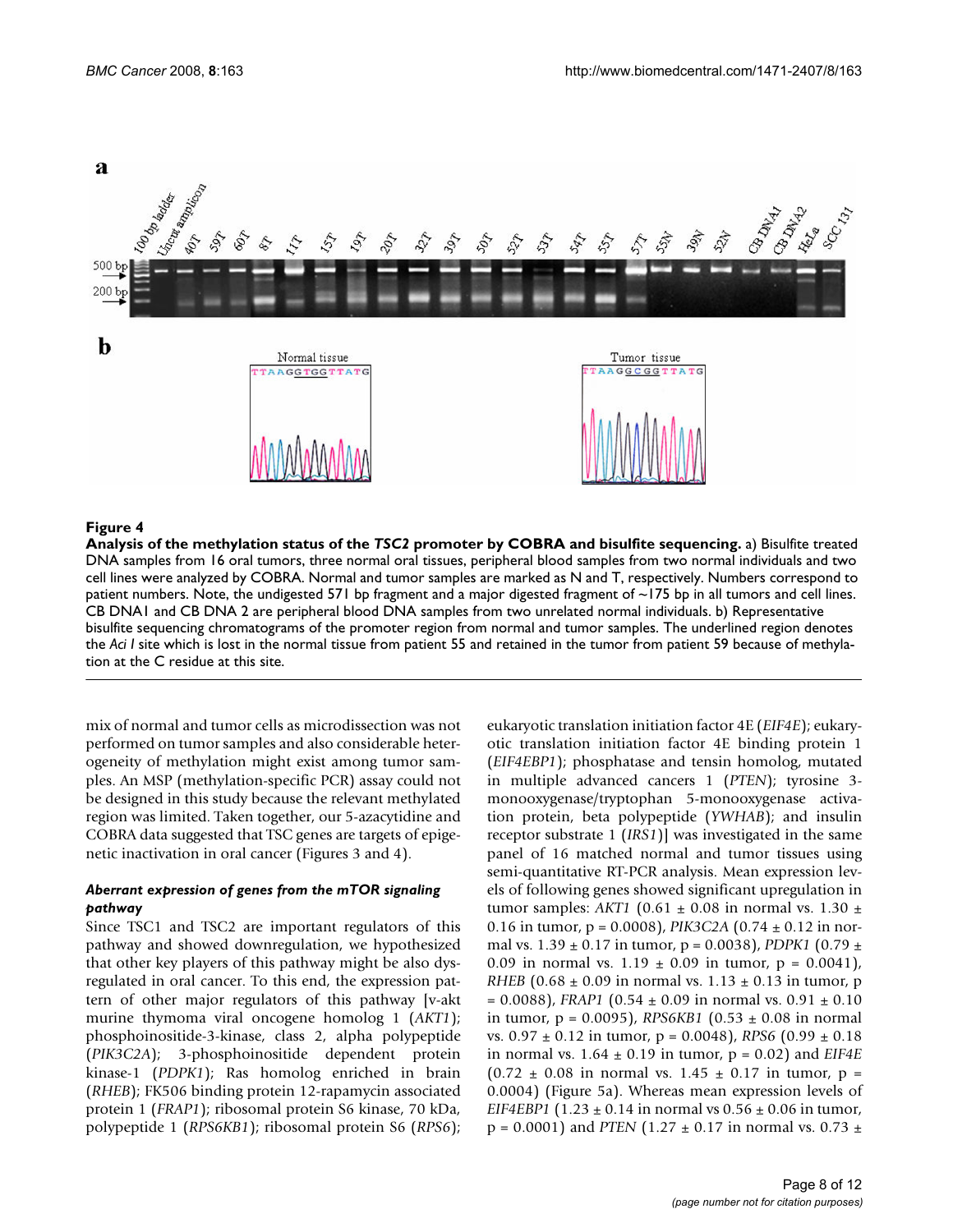**Figure 4**

**Analysis of the methylation status of the *TSC2* promoter by COBRA and bisulfite sequencing.** a) Bisulfite treated DNA samples from 16 oral tumors, three normal oral tissues, peripheral blood samples from two normal individuals and two cell lines were analyzed by COBRA. Normal and tumor samples are marked as N and T, respectively. Numbers correspond to patient numbers. Note, the undigested 571 bp fragment and a major digested fragment of ~175 bp in all tumors and cell lines. CB DNA1 and CB DNA 2 are peripheral blood DNA samples from two unrelated normal individuals. b) Representative bisulfite sequencing chromatograms of the promoter region from normal and tumor samples. The underlined region denotes the *Aci I* site which is lost in the normal tissue from patient 55 and retained in the tumor from patient 59 because of methylation at the C residue at this site.

mix of normal and tumor cells as microdissection was not performed on tumor samples and also considerable heterogeneity of methylation might exist among tumor samples. An MSP (methylation-specific PCR) assay could not be designed in this study because the relevant methylated region was limited. Taken together, our 5-azacytidine and COBRA data suggested that TSC genes are targets of epigenetic inactivation in oral cancer (Figures 3 and 4).

### *Aberrant expression of genes from the mTOR signaling pathway*

Since TSC1 and TSC2 are important regulators of this pathway and showed downregulation, we hypothesized that other key players of this pathway might be also dysregulated in oral cancer. To this end, the expression pattern of other major regulators of this pathway [v-akt murine thymoma viral oncogene homolog 1 (*AKT1*); phosphoinositide-3-kinase, class 2, alpha polypeptide (*PIK3C2A*); 3-phosphoinositide dependent protein kinase-1 (*PDPK1*); Ras homolog enriched in brain (*RHEB*); FK506 binding protein 12-rapamycin associated protein 1 (*FRAP1*); ribosomal protein S6 kinase, 70 kDa, polypeptide 1 (*RPS6KB1*); ribosomal protein S6 (*RPS6*); eukaryotic translation initiation factor 4E (*EIF4E*); eukaryotic translation initiation factor 4E binding protein 1 (*EIF4EBP1*); phosphatase and tensin homolog, mutated in multiple advanced cancers 1 (*PTEN*); tyrosine 3-monooxygenase/tryptophan 5-monooxygenase activation protein, beta polypeptide (*YWHAB*); and insulin receptor substrate 1 (*IRS1*)] was investigated in the same panel of 16 matched normal and tumor tissues using semi-quantitative RT-PCR analysis. Mean expression levels of following genes showed significant upregulation in tumor samples: *AKT1* (0.61 ± 0.08 in normal vs. 1.30 ± 0.16 in tumor, p = 0.0008), *PIK3C2A* (0.74 ± 0.12 in normal vs. 1.39 ± 0.17 in tumor, p = 0.0038), *PDPK1* (0.79 ± 0.09 in normal vs. 1.19 ± 0.09 in tumor, p = 0.0041), *RHEB* (0.68 ± 0.09 in normal vs. 1.13 ± 0.13 in tumor, p = 0.0088), *FRAP1* (0.54 ± 0.09 in normal vs. 0.91 ± 0.10 in tumor, p = 0.0095), *RPS6KB1* (0.53 ± 0.08 in normal vs. 0.97 ± 0.12 in tumor, p = 0.0048), *RPS6* (0.99 ± 0.18 in normal vs. 1.64 ± 0.19 in tumor, p = 0.02) and *EIF4E* (0.72 ± 0.08 in normal vs. 1.45 ± 0.17 in tumor, p = 0.0004) (Figure 5a). Whereas mean expression levels of *EIF4EBP1* (1.23 ± 0.14 in normal vs 0.56 ± 0.06 in tumor, p = 0.0001) and *PTEN* (1.27 ± 0.17 in normal vs. 0.73 ±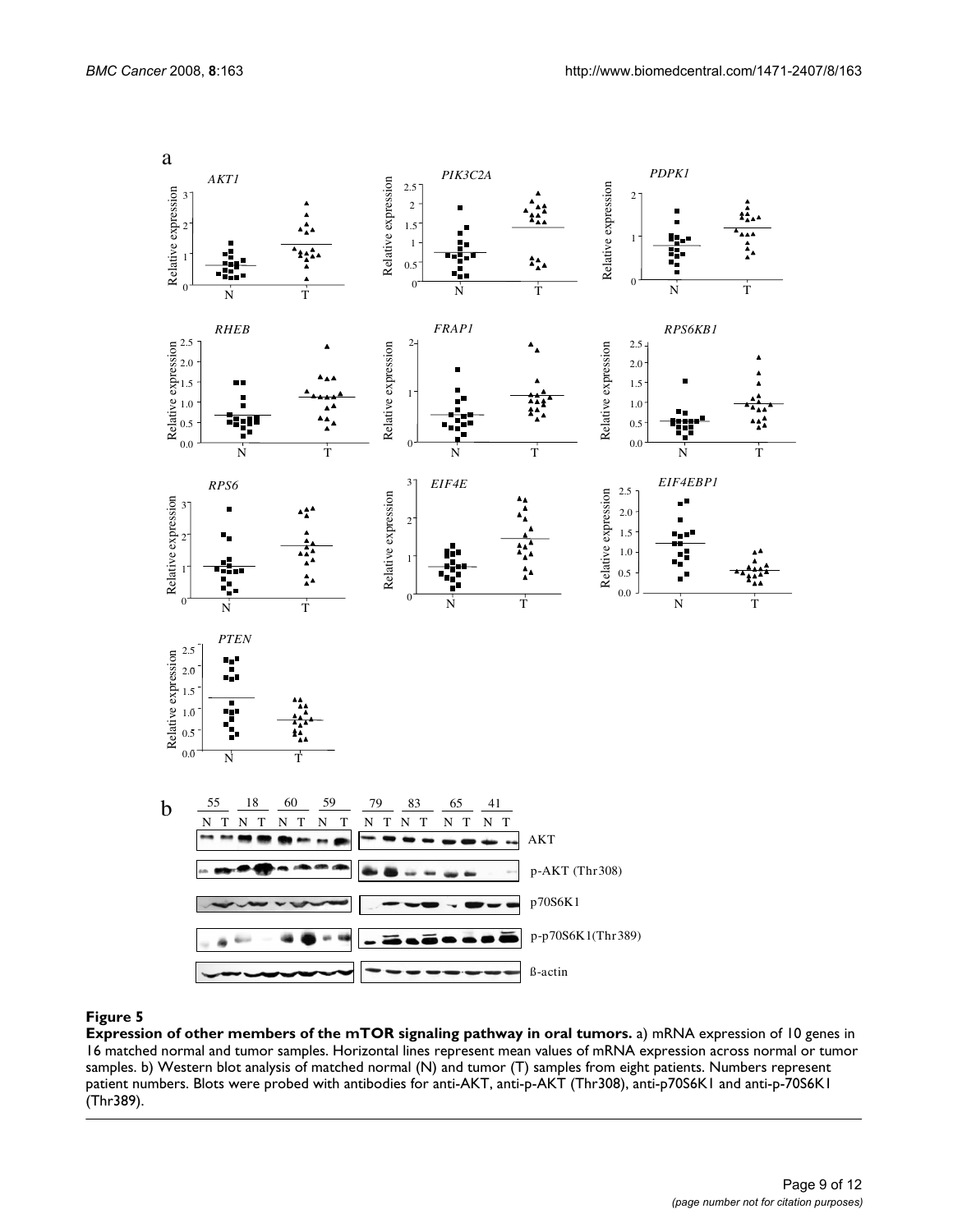**Figure 5**

**Expression of other members of the mTOR signaling pathway in oral tumors.** a) mRNA expression of 10 genes in 16 matched normal and tumor samples. Horizontal lines represent mean values of mRNA expression across normal or tumor samples. b) Western blot analysis of matched normal (N) and tumor (T) samples from eight patients. Numbers represent patient numbers. Blots were probed with antibodies for anti-AKT, anti-p-AKT (Thr308), anti-p70S6K1 and anti-p-70S6K1 (Thr389).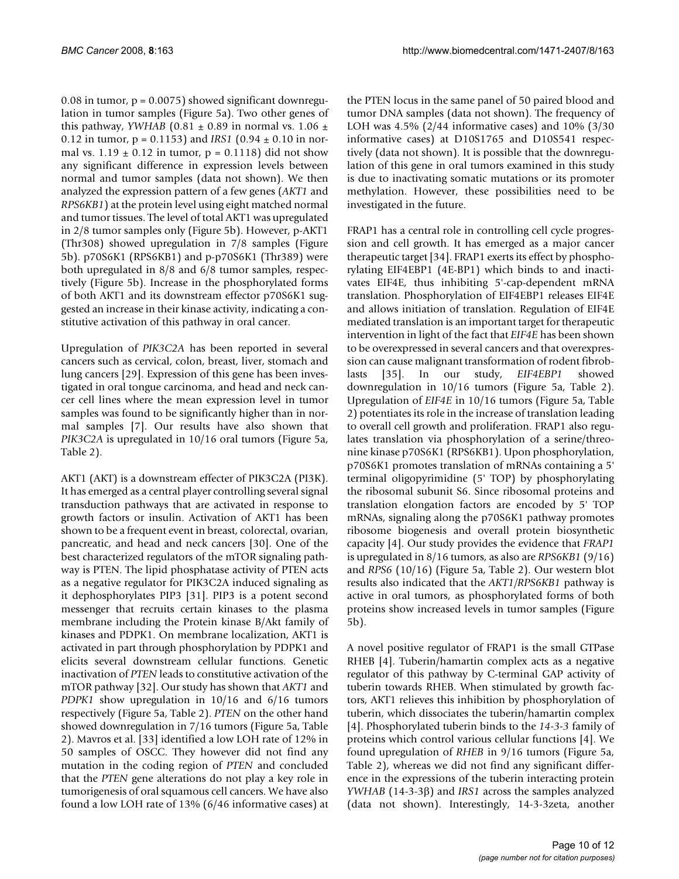0.08 in tumor, p = 0.0075) showed significant downregulation in tumor samples (Figure 5a). Two other genes of this pathway, *YWHAB* (0.81 ± 0.89 in normal vs. 1.06 ± 0.12 in tumor, p = 0.1153) and *IRS1* (0.94 ± 0.10 in normal vs. 1.19 ± 0.12 in tumor, p = 0.1118) did not show any significant difference in expression levels between normal and tumor samples (data not shown). We then analyzed the expression pattern of a few genes (*AKT1* and *RPS6KB1*) at the protein level using eight matched normal and tumor tissues. The level of total AKT1 was upregulated in 2/8 tumor samples only (Figure 5b). However, p-AKT1 (Thr308) showed upregulation in 7/8 samples (Figure 5b). p70S6K1 (RPS6KB1) and p-p70S6K1 (Thr389) were both upregulated in 8/8 and 6/8 tumor samples, respectively (Figure 5b). Increase in the phosphorylated forms of both AKT1 and its downstream effector p70S6K1 suggested an increase in their kinase activity, indicating a constitutive activation of this pathway in oral cancer.

Upregulation of *PIK3C2A* has been reported in several cancers such as cervical, colon, breast, liver, stomach and lung cancers [29]. Expression of this gene has been investigated in oral tongue carcinoma, and head and neck cancer cell lines where the mean expression level in tumor samples was found to be significantly higher than in normal samples [7]. Our results have also shown that *PIK3C2A* is upregulated in 10/16 oral tumors (Figure 5a, Table 2).

AKT1 (AKT) is a downstream effecter of PIK3C2A (PI3K). It has emerged as a central player controlling several signal transduction pathways that are activated in response to growth factors or insulin. Activation of AKT1 has been shown to be a frequent event in breast, colorectal, ovarian, pancreatic, and head and neck cancers [30]. One of the best characterized regulators of the mTOR signaling pathway is PTEN. The lipid phosphatase activity of PTEN acts as a negative regulator for PIK3C2A induced signaling as it dephosphorylates PIP3 [31]. PIP3 is a potent second messenger that recruits certain kinases to the plasma membrane including the Protein kinase B/Akt family of kinases and PDPK1. On membrane localization, AKT1 is activated in part through phosphorylation by PDPK1 and elicits several downstream cellular functions. Genetic inactivation of *PTEN* leads to constitutive activation of the mTOR pathway [32]. Our study has shown that *AKT1* and *PDPK1* show upregulation in 10/16 and 6/16 tumors respectively (Figure 5a, Table 2). *PTEN* on the other hand showed downregulation in 7/16 tumors (Figure 5a, Table 2). Mavros et al. [33] identified a low LOH rate of 12% in 50 samples of OSCC. They however did not find any mutation in the coding region of *PTEN* and concluded that the *PTEN* gene alterations do not play a key role in tumorigenesis of oral squamous cell cancers. We have also found a low LOH rate of 13% (6/46 informative cases) at the PTEN locus in the same panel of 50 paired blood and tumor DNA samples (data not shown). The frequency of LOH was 4.5% (2/44 informative cases) and 10% (3/30 informative cases) at D10S1765 and D10S541 respectively (data not shown). It is possible that the downregulation of this gene in oral tumors examined in this study is due to inactivating somatic mutations or its promoter methylation. However, these possibilities need to be investigated in the future.

FRAP1 has a central role in controlling cell cycle progression and cell growth. It has emerged as a major cancer therapeutic target [34]. FRAP1 exerts its effect by phosphorylating EIF4EBP1 (4E-BP1) which binds to and inactivates EIF4E, thus inhibiting 5'-cap-dependent mRNA translation. Phosphorylation of EIF4EBP1 releases EIF4E and allows initiation of translation. Regulation of EIF4E mediated translation is an important target for therapeutic intervention in light of the fact that *EIF4E* has been shown to be overexpressed in several cancers and that overexpression can cause malignant transformation of rodent fibroblasts [35]. In our study, *EIF4EBP1* showed downregulation in 10/16 tumors (Figure 5a, Table 2). Upregulation of *EIF4E* in 10/16 tumors (Figure 5a, Table 2) potentiates its role in the increase of translation leading to overall cell growth and proliferation. FRAP1 also regulates translation via phosphorylation of a serine/threonine kinase p70S6K1 (RPS6KB1). Upon phosphorylation, p70S6K1 promotes translation of mRNAs containing a 5' terminal oligopyrimidine (5' TOP) by phosphorylating the ribosomal subunit S6. Since ribosomal proteins and translation elongation factors are encoded by 5' TOP mRNAs, signaling along the p70S6K1 pathway promotes ribosome biogenesis and overall protein biosynthetic capacity [4]. Our study provides the evidence that *FRAP1* is upregulated in 8/16 tumors, as also are *RPS6KB1* (9/16) and *RPS6* (10/16) (Figure 5a, Table 2). Our western blot results also indicated that the *AKT1/RPS6KB1* pathway is active in oral tumors, as phosphorylated forms of both proteins show increased levels in tumor samples (Figure 5b).

A novel positive regulator of FRAP1 is the small GTPase RHEB [4]. Tuberin/hamartin complex acts as a negative regulator of this pathway by C-terminal GAP activity of tuberin towards RHEB. When stimulated by growth factors, AKT1 relieves this inhibition by phosphorylation of tuberin, which dissociates the tuberin/hamartin complex [4]. Phosphorylated tuberin binds to the *14-3-3* family of proteins which control various cellular functions [4]. We found upregulation of *RHEB* in 9/16 tumors (Figure 5a, Table 2), whereas we did not find any significant difference in the expressions of the tuberin interacting protein *YWHAB* (14-3-3β) and *IRS1* across the samples analyzed (data not shown). Interestingly, 14-3-3zeta, another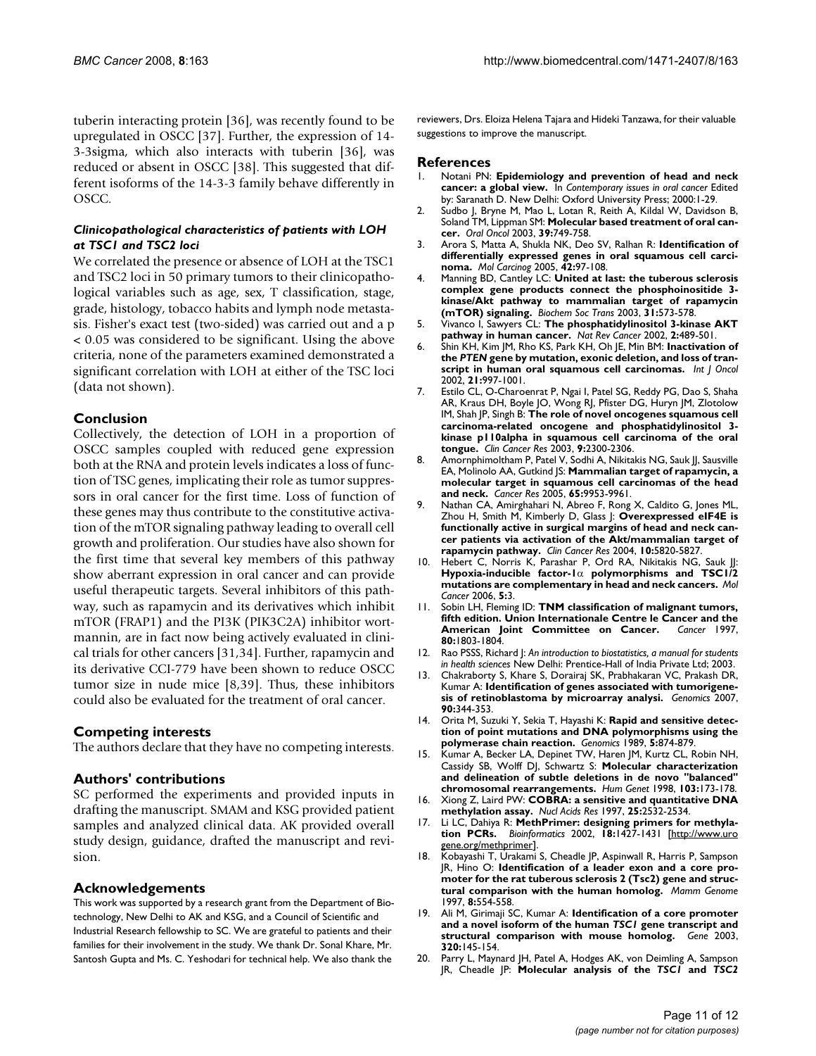tuberin interacting protein [36], was recently found to be upregulated in OSCC [37]. Further, the expression of 14-3-3sigma, which also interacts with tuberin [36], was reduced or absent in OSCC [38]. This suggested that different isoforms of the 14-3-3 family behave differently in OSCC.

### *Clinicopathological characteristics of patients with LOH at TSC1 and TSC2 loci*

We correlated the presence or absence of LOH at the TSC1 and TSC2 loci in 50 primary tumors to their clinicopathological variables such as age, sex, T classification, stage, grade, histology, tobacco habits and lymph node metastasis. Fisher's exact test (two-sided) was carried out and a p < 0.05 was considered to be significant. Using the above criteria, none of the parameters examined demonstrated a significant correlation with LOH at either of the TSC loci (data not shown).

## Conclusion

Collectively, the detection of LOH in a proportion of OSCC samples coupled with reduced gene expression both at the RNA and protein levels indicates a loss of function of TSC genes, implicating their role as tumor suppressors in oral cancer for the first time. Loss of function of these genes may thus contribute to the constitutive activation of the mTOR signaling pathway leading to overall cell growth and proliferation. Our studies have also shown for the first time that several key members of this pathway show aberrant expression in oral cancer and can provide useful therapeutic targets. Several inhibitors of this pathway, such as rapamycin and its derivatives which inhibit mTOR (FRAP1) and the PI3K (PIK3C2A) inhibitor wortmannin, are in fact now being actively evaluated in clinical trials for other cancers [31,34]. Further, rapamycin and its derivative CCI-779 have been shown to reduce OSCC tumor size in nude mice [8,39]. Thus, these inhibitors could also be evaluated for the treatment of oral cancer.

## Competing interests

The authors declare that they have no competing interests.

## Authors' contributions

SC performed the experiments and provided inputs in drafting the manuscript. SMAM and KSG provided patient samples and analyzed clinical data. AK provided overall study design, guidance, drafted the manuscript and revision.

## Acknowledgements

This work was supported by a research grant from the Department of Biotechnology, New Delhi to AK and KSG, and a Council of Scientific and Industrial Research fellowship to SC. We are grateful to patients and their families for their involvement in the study. We thank Dr. Sonal Khare, Mr. Santosh Gupta and Ms. C. Yeshodari for technical help. We also thank the reviewers, Drs. Eloiza Helena Tajara and Hideki Tanzawa, for their valuable suggestions to improve the manuscript.

## References

1. Notani PN: **Epidemiology and prevention of head and neck cancer: a global view.** In *Contemporary issues in oral cancer* Edited by: Saranath D. New Delhi: Oxford University Press; 2000:1-29.
2. Sudbo J, Bryne M, Mao L, Lotan R, Reith A, Kildal W, Davidson B, Soland TM, Lippman SM: **Molecular based treatment of oral cancer.** *Oral Oncol* 2003, **39:**749-758.
3. Arora S, Matta A, Shukla NK, Deo SV, Ralhan R: **Identification of differentially expressed genes in oral squamous cell carcinoma.** *Mol Carcinog* 2005, **42:**97-108.
4. Manning BD, Cantley LC: **United at last: the tuberous sclerosis complex gene products connect the phosphoinositide 3-kinase/Akt pathway to mammalian target of rapamycin (mTOR) signaling.** *Biochem Soc Trans* 2003, **31:**573-578.
5. Vivanco I, Sawyers CL: **The phosphatidylinositol 3-kinase AKT pathway in human cancer.** *Nat Rev Cancer* 2002, **2:**489-501.
6. Shin KH, Kim JM, Rho KS, Park KH, Oh JE, Min BM: **Inactivation of the *PTEN* gene by mutation, exonic deletion, and loss of transcript in human oral squamous cell carcinomas.** *Int J Oncol* 2002, **21:**997-1001.
7. Estilo CL, O-Charoenrat P, Ngai I, Patel SG, Reddy PG, Dao S, Shaha AR, Kraus DH, Boyle JO, Wong RJ, Pfister DG, Huryn JM, Zlotolow IM, Shah JP, Singh B: **The role of novel oncogenes squamous cell carcinoma-related oncogene and phosphatidylinositol 3-kinase p110alpha in squamous cell carcinoma of the oral tongue.** *Clin Cancer Res* 2003, **9:**2300-2306.
8. Amornphimoltham P, Patel V, Sodhi A, Nikitakis NG, Sauk JJ, Sausville EA, Molinolo AA, Gutkind JS: **Mammalian target of rapamycin, a molecular target in squamous cell carcinomas of the head and neck.** *Cancer Res* 2005, **65:**9953-9961.
9. Nathan CA, Amirghahari N, Abreo F, Rong X, Caldito G, Jones ML, Zhou H, Smith M, Kimberly D, Glass J: **Overexpressed eIF4E is functionally active in surgical margins of head and neck cancer patients via activation of the Akt/mammalian target of rapamycin pathway.** *Clin Cancer Res* 2004, **10:**5820-5827.
10. Hebert C, Norris K, Parashar P, Ord RA, Nikitakis NG, Sauk JJ: **Hypoxia-inducible factor-1$\alpha$ polymorphisms and TSC1/2 mutations are complementary in head and neck cancers.** *Mol Cancer* 2006, **5:**3.
11. Sobin LH, Fleming ID: **TNM classification of malignant tumors, fifth edition. Union Internationale Centre le Cancer and the American Joint Committee on Cancer.** *Cancer* 1997, **80:**1803-1804.
12. Rao PSSS, Richard J: *An introduction to biostatistics, a manual for students in health sciences* New Delhi: Prentice-Hall of India Private Ltd; 2003.
13. Chakraborty S, Khare S, Dorairaj SK, Prabhakaran VC, Prakash DR, Kumar A: **Identification of genes associated with tumorigenesis of retinoblastoma by microarray analysis.** *Genomics* 2007, **90:**344-353.
14. Orita M, Suzuki Y, Sekia T, Hayashi K: **Rapid and sensitive detection of point mutations and DNA polymorphisms using the polymerase chain reaction.** *Genomics* 1989, **5:**874-879.
15. Kumar A, Becker LA, Depinet TW, Haren JM, Kurtz CL, Robin NH, Cassidy SB, Wolff DJ, Schwartz S: **Molecular characterization and delineation of subtle deletions in de novo "balanced" chromosomal rearrangements.** *Hum Genet* 1998, **103:**173-178.
16. Xiong Z, Laird PW: **COBRA: a sensitive and quantitative DNA methylation assay.** *Nucl Acids Res* 1997, **25:**2532-2534.
17. Li LC, Dahiya R: **MethPrimer: designing primers for methylation PCRs.** *Bioinformatics* 2002, **18:**1427-1431 [http://www.urogene.org/methprimer].
18. Kobayashi T, Urakami S, Cheadle JP, Aspinwall R, Harris P, Sampson JR, Hino O: **Identification of a leader exon and a core promoter for the rat tuberous sclerosis 2 (Tsc2) gene and structural comparison with the human homolog.** *Mamm Genome* 1997, **8:**554-558.
19. Ali M, Girimaji SC, Kumar A: **Identification of a core promoter and a novel isoform of the human *TSC1* gene transcript and structural comparison with mouse homolog.** *Gene* 2003, **320:**145-154.
20. Parry L, Maynard JH, Patel A, Hodges AK, von Deimling A, Sampson JR, Cheadle JP: **Molecular analysis of the *TSC1* and *TSC2***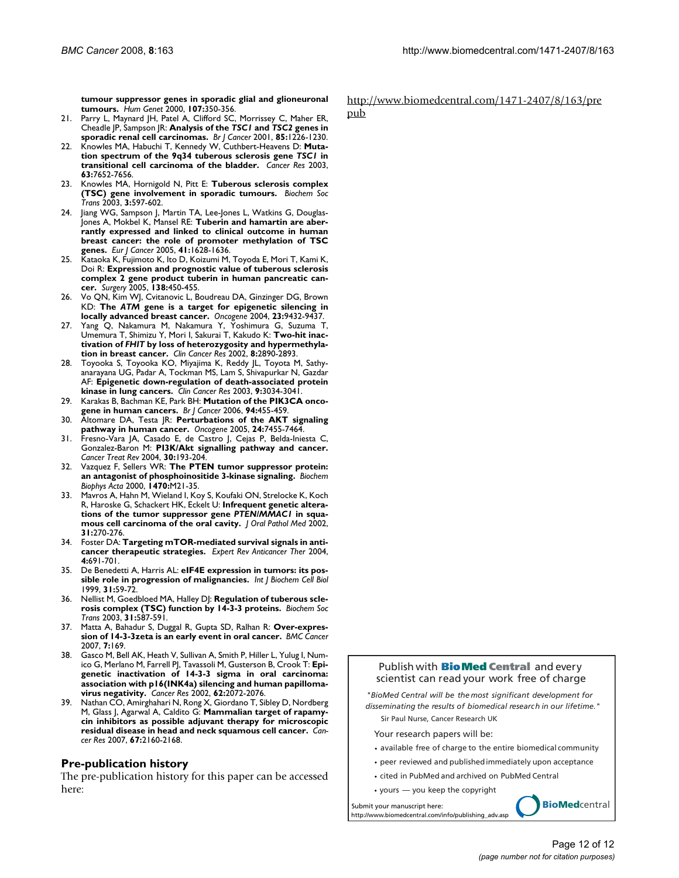tumour suppressor genes in sporadic glial and glioneuronal tumours. *Hum Genet* 2000, **107**:350-356.

21. Parry L, Maynard JH, Patel A, Clifford SC, Morrissey C, Maher ER, Cheadle JP, Sampson JR: **Analysis of the *TSC1* and *TSC2* genes in sporadic renal cell carcinomas.** *Br J Cancer* 2001, **85**:1226-1230.
22. Knowles MA, Habuchi T, Kennedy W, Cuthbert-Heavens D: **Mutation spectrum of the 9q34 tuberous sclerosis gene *TSC1* in transitional cell carcinoma of the bladder.** *Cancer Res* 2003, **63**:7652-7656.
23. Knowles MA, Hornigold N, Pitt E: **Tuberous sclerosis complex (TSC) gene involvement in sporadic tumours.** *Biochem Soc Trans* 2003, **3**:597-602.
24. Jiang WG, Sampson J, Martin TA, Lee-Jones L, Watkins G, Douglas-Jones A, Mokbel K, Mansel RE: **Tuberin and hamartin are aberrantly expressed and linked to clinical outcome in human breast cancer: the role of promoter methylation of TSC genes.** *Eur J Cancer* 2005, **41**:1628-1636.
25. Kataoka K, Fujimoto K, Ito D, Koizumi M, Toyoda E, Mori T, Kami K, Doi R: **Expression and prognostic value of tuberous sclerosis complex 2 gene product tuberin in human pancreatic cancer.** *Surgery* 2005, **138**:450-455.
26. Vo QN, Kim WJ, Cvitanovic L, Boudreau DA, Ginzinger DG, Brown KD: **The *ATM* gene is a target for epigenetic silencing in locally advanced breast cancer.** *Oncogene* 2004, **23**:9432-9437.
27. Yang Q, Nakamura M, Nakamura Y, Yoshimura G, Suzuma T, Umemura T, Shimizu Y, Mori I, Sakurai T, Kakudo K: **Two-hit inactivation of *FHIT* by loss of heterozygosity and hypermethylation in breast cancer.** *Clin Cancer Res* 2002, **8**:2890-2893.
28. Toyooka S, Toyooka KO, Miyajima K, Reddy JL, Toyota M, Sathyanarayana UG, Padar A, Tockman MS, Lam S, Shivapurkar N, Gazdar AF: **Epigenetic down-regulation of death-associated protein kinase in lung cancers.** *Clin Cancer Res* 2003, **9**:3034-3041.
29. Karakas B, Bachman KE, Park BH: **Mutation of the PIK3CA oncogene in human cancers.** *Br J Cancer* 2006, **94**:455-459.
30. Altomare DA, Testa JR: **Perturbations of the AKT signaling pathway in human cancer.** *Oncogene* 2005, **24**:7455-7464.
31. Fresno-Vara JA, Casado E, de Castro J, Cejas P, Belda-Iniesta C, Gonzalez-Baron M: **PI3K/Akt signalling pathway and cancer.** *Cancer Treat Rev* 2004, **30**:193-204.
32. Vazquez F, Sellers WR: **The PTEN tumor suppressor protein: an antagonist of phosphoinositide 3-kinase signaling.** *Biochem Biophys Acta* 2000, **1470**:M21-35.
33. Mavros A, Hahn M, Wieland I, Koy S, Koufaki ON, Strelocke K, Koch R, Haroske G, Schackert HK, Eckelt U: **Infrequent genetic alterations of the tumor suppressor gene *PTEN/MMAC1* in squamous cell carcinoma of the oral cavity.** *J Oral Pathol Med* 2002, **31**:270-276.
34. Foster DA: **Targeting mTOR-mediated survival signals in anticancer therapeutic strategies.** *Expert Rev Anticancer Ther* 2004, **4**:691-701.
35. De Benedetti A, Harris AL: **eIF4E expression in tumors: its possible role in progression of malignancies.** *Int J Biochem Cell Biol* 1999, **31**:59-72.
36. Nellist M, Goedbloed MA, Halley DJ: **Regulation of tuberous sclerosis complex (TSC) function by 14-3-3 proteins.** *Biochem Soc Trans* 2003, **31**:587-591.
37. Matta A, Bahadur S, Duggal R, Gupta SD, Ralhan R: **Over-expression of 14-3-3zeta is an early event in oral cancer.** *BMC Cancer* 2007, **7**:169.
38. Gasco M, Bell AK, Heath V, Sullivan A, Smith P, Hiller L, Yulug I, Numico G, Merlano M, Farrell PJ, Tavassoli M, Gusterson B, Crook T: **Epigenetic inactivation of 14-3-3 sigma in oral carcinoma: association with p16(INK4a) silencing and human papillomavirus negativity.** *Cancer Res* 2002, **62**:2072-2076.
39. Nathan CO, Amirghahari N, Rong X, Giordano T, Sibley D, Nordberg M, Glass J, Agarwal A, Caldito G: **Mammalian target of rapamycin inhibitors as possible adjuvant therapy for microscopic residual disease in head and neck squamous cell cancer.** *Cancer Res* 2007, **67**:2160-2168.

## Pre-publication history

The pre-publication history for this paper can be accessed here:

http://www.biomedcentral.com/1471-2407/8/163/prepub

Publish with **BioMed Central** and every scientist can read your work free of charge

*"BioMed Central will be the most significant development for disseminating the results of biomedical research in our lifetime."*

Sir Paul Nurse, Cancer Research UK

Your research papers will be:

- available free of charge to the entire biomedical community
- peer reviewed and published immediately upon acceptance
- cited in PubMed and archived on PubMed Central
- yours — you keep the copyright

Submit your manuscript here:
http://www.biomedcentral.com/info/publishing_adv.asp

BioMedcentral